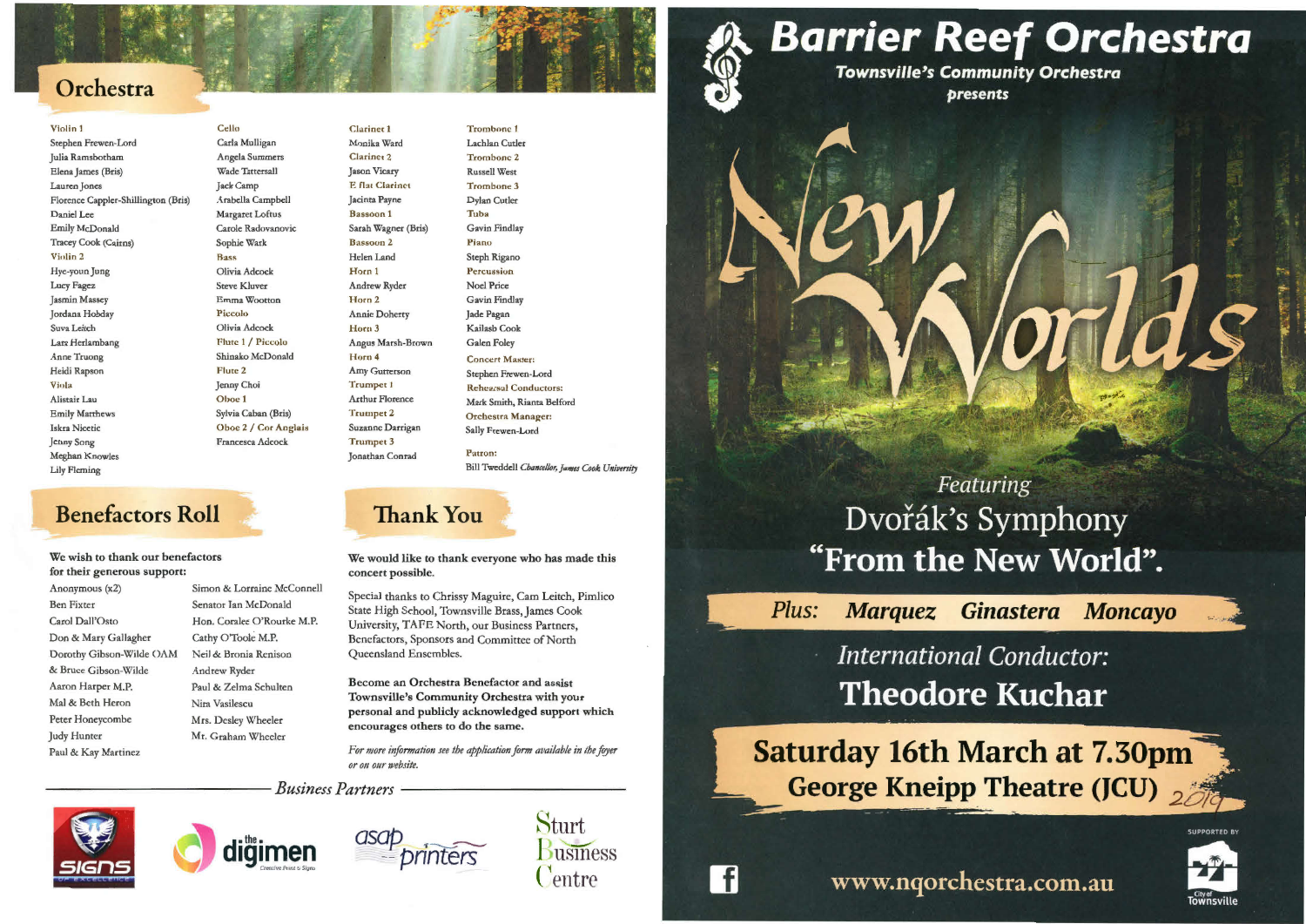## Orchestra

**Violin 1**
Stephen Frewen-Lord
Julia Ramsbotham
Elena James (Bris)
Lauren Jones
Florence Cappler-Shillington (Bris)
Daniel Lee
Emily McDonald
Tracey Cook (Cairns)

**Violin 2**
Hye-youn Jung
Lucy Fagez
Jasmin Massey
Jordana Hobday
Suva Leitch
Lara Herlambang
Anne Truong
Heidi Rapson

**Viola**
Alistair Lau
Emily Matthews
Iskra Nicetic
Jenny Song
Meghan Knowles
Lily Fleming

**Cello**
Carla Mulligan
Angela Summers
Wade Tattersall
Jack Camp
Arabella Campbell
Margaret Loftus
Carole Radovanovic
Sophie Wark

**Bass**
Olivia Adcock
Steve Kluver
Emma Wootton

**Piccolo**
Olivia Adcock

**Flute 1 / Piccolo**
Shinako McDonald

**Flute 2**
Jenny Choi

**Oboe 1**
Sylvia Caban (Bris)

**Oboe 2 / Cor Anglais**
Francesca Adcock

**Clarinet 1**
Monika Ward

**Clarinet 2**
Jason Vicary

**E flat Clarinet**
Jacinta Payne

**Bassoon 1**
Sarah Wagner (Bris)

**Bassoon 2**
Helen Land

**Horn 1**
Andrew Ryder

**Horn 2**
Annie Doherty

**Horn 3**
Angus Marsh-Brown

**Horn 4**
Amy Gutterson

**Trumpet 1**
Arthur Florence

**Trumpet 2**
Suzanne Darrigan

**Trumpet 3**
Jonathan Conrad

**Trombone 1**
Lachlan Cutler

**Trombone 2**
Russell West

**Trombone 3**
Dylan Cutler

**Tuba**
Gavin Findlay

**Piano**
Steph Rigano

**Percussion**
Noel Price
Gavin Findlay
Jade Pagan
Kailash Cook
Galen Foley

**Concert Master:**
Stephen Frewen-Lord

**Rehearsal Conductors:**
Mark Smith, Rianta Belford

**Orchestra Manager:**
Sally Frewen-Lord

**Patron:**
Bill Tweddell *Chancellor, James Cook University*

## Benefactors Roll

**We wish to thank our benefactors for their generous support:**

Anonymous (x2)
Ben Fixter
Carol Dall'Osto
Don & Mary Gallagher
Dorothy Gibson-Wilde OAM & Bruce Gibson-Wilde
Aaron Harper M.P.
Mal & Beth Heron
Peter Honeycombe
Judy Hunter
Paul & Kay Martinez
Simon & Lorraine McConnell
Senator Ian McDonald
Hon. Coralee O'Rourke M.P.
Cathy O'Toole M.P.
Neil & Bronia Renison
Andrew Ryder
Paul & Zelma Schulten
Nina Vasilescu
Mrs. Desley Wheeler
Mr. Graham Wheeler

## Thank You

**We would like to thank everyone who has made this concert possible.**

Special thanks to Chrissy Maguire, Cam Leitch, Pimlico State High School, Townsville Brass, James Cook University, TAFE North, our Business Partners, Benefactors, Sponsors and Committee of North Queensland Ensembles.

**Become an Orchestra Benefactor and assist Townsville's Community Orchestra with your personal and publicly acknowledged support which encourages others to do the same.**

*For more information see the application form available in the foyer or on our website.*

*Business Partners*

Signs of Excellence · the digimen · asap printers · Sturt Business Centre

# Barrier Reef Orchestra

**Townsville's Community Orchestra presents**

# New Worlds

*Featuring*

Dvořák's Symphony **"From the New World".**

***Plus: Marquez Ginastera Moncayo***

*International Conductor:*
**Theodore Kuchar**

**Saturday 16th March at 7.30pm**
**George Kneipp Theatre (JCU)** 2019

www.nqorchestra.com.au

SUPPORTED BY City of Townsville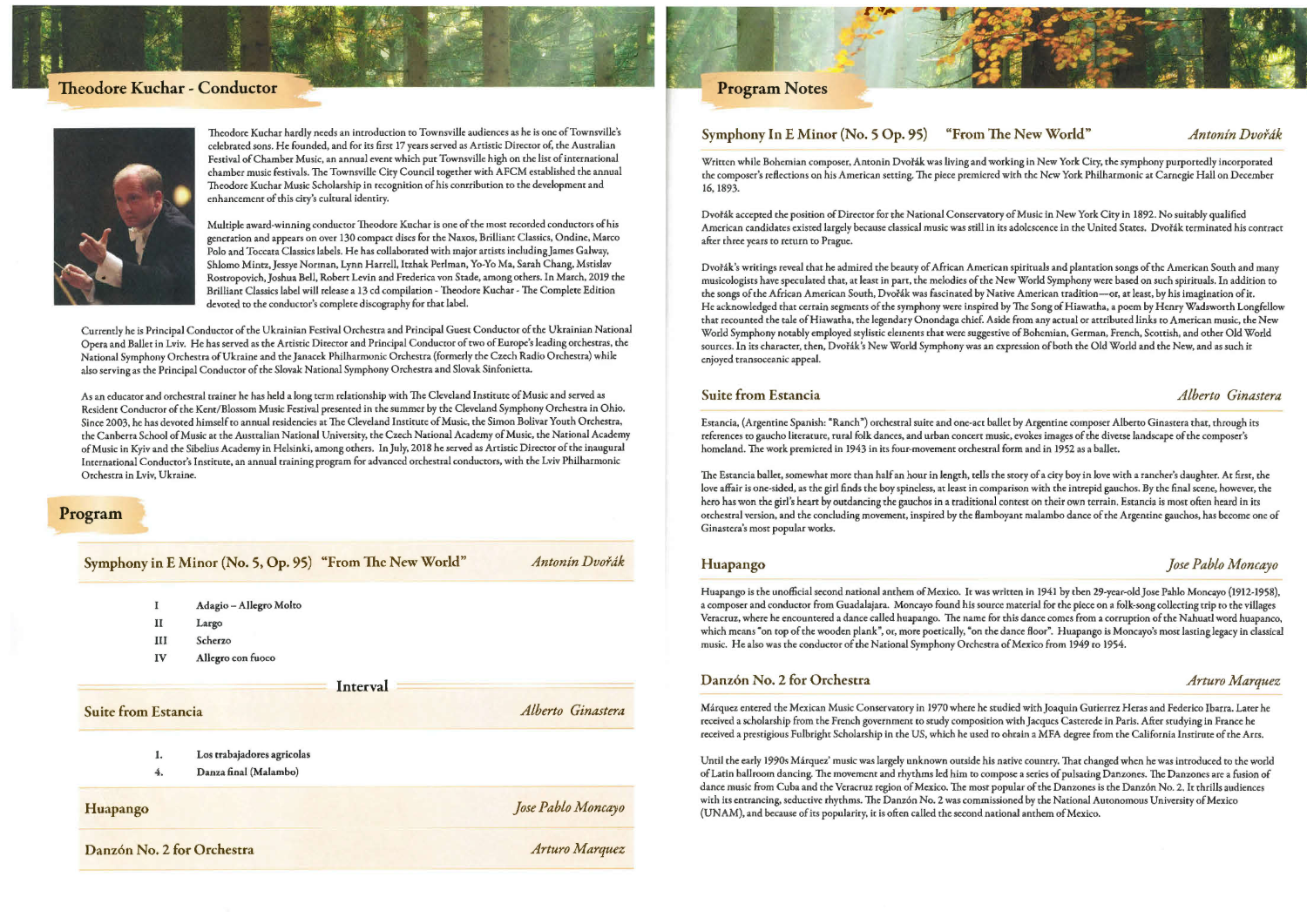## Theodore Kuchar - Conductor

Theodore Kuchar hardly needs an introduction to Townsville audiences as he is one of Townsville's celebrated sons. He founded, and for its first 17 years served as Artistic Director of, the Australian Festival of Chamber Music, an annual event which put Townsville high on the list of international chamber music festivals. The Townsville City Council together with AFCM established the annual Theodore Kuchar Music Scholarship in recognition of his contribution to the development and enhancement of this city's cultural identity.

Multiple award-winning conductor Theodore Kuchar is one of the most recorded conductors of his generation and appears on over 130 compact discs for the Naxos, Brilliant Classics, Ondine, Marco Polo and Toccata Classics labels. He has collaborated with major artists including James Galway, Shlomo Mintz, Jessye Norman, Lynn Harrell, Itzhak Perlman, Yo-Yo Ma, Sarah Chang, Mstislav Rostropovich, Joshua Bell, Robert Levin and Frederica von Stade, among others. In March, 2019 the Brilliant Classics label will release a 13 cd compilation - Theodore Kuchar - The Complete Edition devoted to the conductor's complete discography for that label.

Currently he is Principal Conductor of the Ukrainian Festival Orchestra and Principal Guest Conductor of the Ukrainian National Opera and Ballet in Lviv. He has served as the Artistic Director and Principal Conductor of two of Europe's leading orchestras, the National Symphony Orchestra of Ukraine and the Janacek Philharmonic Orchestra (formerly the Czech Radio Orchestra) while also serving as the Principal Conductor of the Slovak National Symphony Orchestra and Slovak Sinfonietta.

As an educator and orchestral trainer he has held a long term relationship with The Cleveland Institute of Music and served as Resident Conductor of the Kent/Blossom Music Festival presented in the summer by the Cleveland Symphony Orchestra in Ohio. Since 2003, he has devoted himself to annual residencies at The Cleveland Institute of Music, the Simon Bolivar Youth Orchestra, the Canberra School of Music at the Australian National University, the Czech National Academy of Music, the National Academy of Music in Kyiv and the Sibelius Academy in Helsinki, among others. In July, 2018 he served as Artistic Director of the inaugural International Conductor's Institute, an annual training program for advanced orchestral conductors, with the Lviv Philharmonic Orchestra in Lviv, Ukraine.

## Program

### Symphony in E Minor (No. 5, Op. 95) "From The New World" — *Antonín Dvořák*

- I — Adagio – Allegro Molto
- II — Largo
- III — Scherzo
- IV — Allegro con fuoco

**Interval**

### Suite from Estancia — *Alberto Ginastera*

1. Los trabajadores agricolas
4. Danza final (Malambo)

### Huapango — *Jose Pablo Moncayo*

### Danzón No. 2 for Orchestra — *Arturo Marquez*

## Program Notes

### Symphony In E Minor (No. 5 Op. 95) "From The New World" — *Antonín Dvořák*

Written while Bohemian composer, Antonin Dvořák was living and working in New York City, the symphony purportedly incorporated the composer's reflections on his American setting. The piece premiered with the New York Philharmonic at Carnegie Hall on December 16, 1893.

Dvořák accepted the position of Director for the National Conservatory of Music in New York City in 1892. No suitably qualified American candidates existed largely because classical music was still in its adolescence in the United States. Dvořák terminated his contract after three years to return to Prague.

Dvořák's writings reveal that he admired the beauty of African American spirituals and plantation songs of the American South and many musicologists have speculated that, at least in part, the melodies of the New World Symphony were based on such spirituals. In addition to the songs of the African American South, Dvořák was fascinated by Native American tradition—or, at least, by his imagination of it. He acknowledged that certain segments of the symphony were inspired by The Song of Hiawatha, a poem by Henry Wadsworth Longfellow that recounted the tale of Hiawatha, the legendary Onondaga chief. Aside from any actual or attributed links to American music, the New World Symphony notably employed stylistic elements that were suggestive of Bohemian, German, French, Scottish, and other Old World sources. In its character, then, Dvořák's New World Symphony was an expression of both the Old World and the New, and as such it enjoyed transoceanic appeal.

### Suite from Estancia — *Alberto Ginastera*

Estancia, (Argentine Spanish: "Ranch") orchestral suite and one-act ballet by Argentine composer Alberto Ginastera that, through its references to gaucho literature, rural folk dances, and urban concert music, evokes images of the diverse landscape of the composer's homeland. The work premiered in 1943 in its four-movement orchestral form and in 1952 as a ballet.

The Estancia ballet, somewhat more than half an hour in length, tells the story of a city boy in love with a rancher's daughter. At first, the love affair is one-sided, as the girl finds the boy spineless, at least in comparison with the intrepid gauchos. By the final scene, however, the hero has won the girl's heart by outdancing the gauchos in a traditional contest on their own terrain. Estancia is most often heard in its orchestral version, and the concluding movement, inspired by the flamboyant malambo dance of the Argentine gauchos, has become one of Ginastera's most popular works.

### Huapango — *Jose Pablo Moncayo*

Huapango is the unofficial second national anthem of Mexico. It was written in 1941 by then 29-year-old Jose Pablo Moncayo (1912-1958), a composer and conductor from Guadalajara. Moncayo found his source material for the piece on a folk-song collecting trip to the villages Veracruz, where he encountered a dance called huapango. The name for this dance comes from a corruption of the Nahuatl word huapanco, which means "on top of the wooden plank", or, more poetically, "on the dance floor". Huapango is Moncayo's most lasting legacy in classical music. He also was the conductor of the National Symphony Orchestra of Mexico from 1949 to 1954.

### Danzón No. 2 for Orchestra — *Arturo Marquez*

Márquez entered the Mexican Music Conservatory in 1970 where he studied with Joaquin Gutierrez Heras and Federico Ibarra. Later he received a scholarship from the French government to study composition with Jacques Casterede in Paris. After studying in France he received a prestigious Fulbright Scholarship in the US, which he used to obtain a MFA degree from the California Institute of the Arts.

Until the early 1990s Márquez' music was largely unknown outside his native country. That changed when he was introduced to the world of Latin ballroom dancing. The movement and rhythms led him to compose a series of pulsating Danzones. The Danzones are a fusion of dance music from Cuba and the Veracruz region of Mexico. The most popular of the Danzones is the Danzón No. 2. It thrills audiences with its entrancing, seductive rhythms. The Danzón No. 2 was commissioned by the National Autonomous University of Mexico (UNAM), and because of its popularity, it is often called the second national anthem of Mexico.